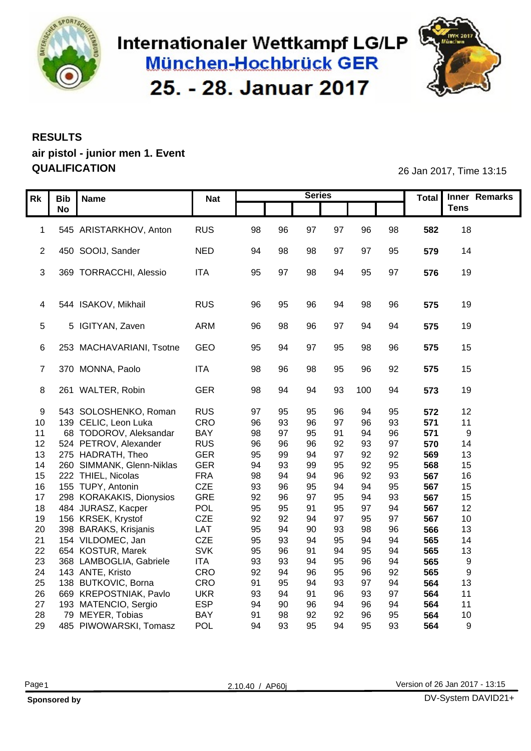# Internationaler Wettkampf LG/LP

## München-Hochbrück GER

## 25. - 28. Januar 2017

**RESULTS**

**air pistol - junior men 1. Event**

**QUALIFICATION**

26 Jan 2017, Time 13:15

| Rk | Bib No | Name | Nat | Series | | | | | | Total | Inner Tens | Remarks |
|---|---|---|---|---|---|---|---|---|---|---|---|---|
| 1 | 545 | ARISTARKHOV, Anton | RUS | 98 | 96 | 97 | 97 | 96 | 98 | **582** | 18 | |
| 2 | 450 | SOOIJ, Sander | NED | 94 | 98 | 98 | 97 | 97 | 95 | **579** | 14 | |
| 3 | 369 | TORRACCHI, Alessio | ITA | 95 | 97 | 98 | 94 | 95 | 97 | **576** | 19 | |
| 4 | 544 | ISAKOV, Mikhail | RUS | 96 | 95 | 96 | 94 | 98 | 96 | **575** | 19 | |
| 5 | 5 | IGITYAN, Zaven | ARM | 96 | 98 | 96 | 97 | 94 | 94 | **575** | 19 | |
| 6 | 253 | MACHAVARIANI, Tsotne | GEO | 95 | 94 | 97 | 95 | 98 | 96 | **575** | 15 | |
| 7 | 370 | MONNA, Paolo | ITA | 98 | 96 | 98 | 95 | 96 | 92 | **575** | 15 | |
| 8 | 261 | WALTER, Robin | GER | 98 | 94 | 94 | 93 | 100 | 94 | **573** | 19 | |
| 9 | 543 | SOLOSHENKO, Roman | RUS | 97 | 95 | 95 | 96 | 94 | 95 | **572** | 12 | |
| 10 | 139 | CELIC, Leon Luka | CRO | 96 | 93 | 96 | 97 | 96 | 93 | **571** | 11 | |
| 11 | 68 | TODOROV, Aleksandar | BAY | 98 | 97 | 95 | 91 | 94 | 96 | **571** | 9 | |
| 12 | 524 | PETROV, Alexander | RUS | 96 | 96 | 96 | 92 | 93 | 97 | **570** | 14 | |
| 13 | 275 | HADRATH, Theo | GER | 95 | 99 | 94 | 97 | 92 | 92 | **569** | 13 | |
| 14 | 260 | SIMMANK, Glenn-Niklas | GER | 94 | 93 | 99 | 95 | 92 | 95 | **568** | 15 | |
| 15 | 222 | THIEL, Nicolas | FRA | 98 | 94 | 94 | 96 | 92 | 93 | **567** | 16 | |
| 16 | 155 | TUPY, Antonin | CZE | 93 | 96 | 95 | 94 | 94 | 95 | **567** | 15 | |
| 17 | 298 | KORAKAKIS, Dionysios | GRE | 92 | 96 | 97 | 95 | 94 | 93 | **567** | 15 | |
| 18 | 484 | JURASZ, Kacper | POL | 95 | 95 | 91 | 95 | 97 | 94 | **567** | 12 | |
| 19 | 156 | KRSEK, Krystof | CZE | 92 | 92 | 94 | 97 | 95 | 97 | **567** | 10 | |
| 20 | 398 | BARAKS, Krisjanis | LAT | 95 | 94 | 90 | 93 | 98 | 96 | **566** | 13 | |
| 21 | 154 | VILDOMEC, Jan | CZE | 95 | 93 | 94 | 95 | 94 | 94 | **565** | 14 | |
| 22 | 654 | KOSTUR, Marek | SVK | 95 | 96 | 91 | 94 | 95 | 94 | **565** | 13 | |
| 23 | 368 | LAMBOGLIA, Gabriele | ITA | 93 | 93 | 94 | 95 | 96 | 94 | **565** | 9 | |
| 24 | 143 | ANTE, Kristo | CRO | 92 | 94 | 96 | 95 | 96 | 92 | **565** | 9 | |
| 25 | 138 | BUTKOVIC, Borna | CRO | 91 | 95 | 94 | 93 | 97 | 94 | **564** | 13 | |
| 26 | 669 | KREPOSTNIAK, Pavlo | UKR | 93 | 94 | 91 | 96 | 93 | 97 | **564** | 11 | |
| 27 | 193 | MATENCIO, Sergio | ESP | 94 | 90 | 96 | 94 | 96 | 94 | **564** | 11 | |
| 28 | 79 | MEYER, Tobias | BAY | 91 | 98 | 92 | 92 | 96 | 95 | **564** | 10 | |
| 29 | 485 | PIWOWARSKI, Tomasz | POL | 94 | 93 | 95 | 94 | 95 | 93 | **564** | 9 | |

2.10.40 / AP60j

Version of 26 Jan 2017 - 13:15

**Sponsored by**

DV-System DAVID21+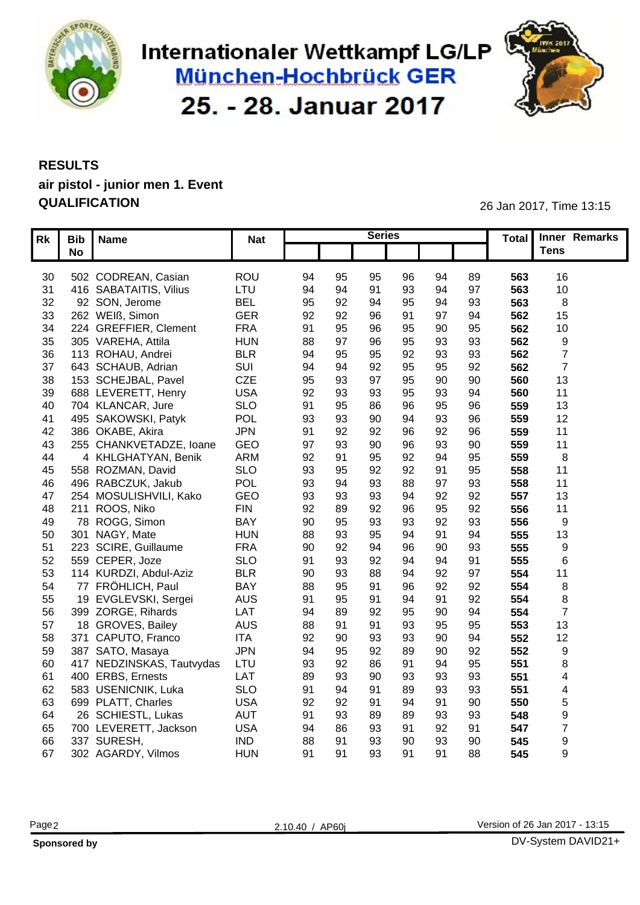# Internationaler Wettkampf LG/LP

## München-Hochbrück GER

## 25. - 28. Januar 2017

**RESULTS**

**air pistol - junior men 1. Event**

**QUALIFICATION**

26 Jan 2017, Time 13:15

| Rk | Bib No | Name | Nat | Series | | | | | | Total | Inner Tens | Remarks |
|---|---|---|---|---|---|---|---|---|---|---|---|---|
| 30 | 502 | CODREAN, Casian | ROU | 94 | 95 | 95 | 96 | 94 | 89 | **563** | 16 | |
| 31 | 416 | SABATAITIS, Vilius | LTU | 94 | 94 | 91 | 93 | 94 | 97 | **563** | 10 | |
| 32 | 92 | SON, Jerome | BEL | 95 | 92 | 94 | 95 | 94 | 93 | **563** | 8 | |
| 33 | 262 | WEIß, Simon | GER | 92 | 92 | 96 | 91 | 97 | 94 | **562** | 15 | |
| 34 | 224 | GREFFIER, Clement | FRA | 91 | 95 | 96 | 95 | 90 | 95 | **562** | 10 | |
| 35 | 305 | VAREHA, Attila | HUN | 88 | 97 | 96 | 95 | 93 | 93 | **562** | 9 | |
| 36 | 113 | ROHAU, Andrei | BLR | 94 | 95 | 95 | 92 | 93 | 93 | **562** | 7 | |
| 37 | 643 | SCHAUB, Adrian | SUI | 94 | 94 | 92 | 95 | 95 | 92 | **562** | 7 | |
| 38 | 153 | SCHEJBAL, Pavel | CZE | 95 | 93 | 97 | 95 | 90 | 90 | **560** | 13 | |
| 39 | 688 | LEVERETT, Henry | USA | 92 | 93 | 93 | 95 | 93 | 94 | **560** | 11 | |
| 40 | 704 | KLANCAR, Jure | SLO | 91 | 95 | 86 | 96 | 95 | 96 | **559** | 13 | |
| 41 | 495 | SAKOWSKI, Patyk | POL | 93 | 93 | 90 | 94 | 93 | 96 | **559** | 12 | |
| 42 | 386 | OKABE, Akira | JPN | 91 | 92 | 92 | 96 | 92 | 96 | **559** | 11 | |
| 43 | 255 | CHANKVETADZE, Ioane | GEO | 97 | 93 | 90 | 96 | 93 | 90 | **559** | 11 | |
| 44 | 4 | KHLGHATYAN, Benik | ARM | 92 | 91 | 95 | 92 | 94 | 95 | **559** | 8 | |
| 45 | 558 | ROZMAN, David | SLO | 93 | 95 | 92 | 92 | 91 | 95 | **558** | 11 | |
| 46 | 496 | RABCZUK, Jakub | POL | 93 | 94 | 93 | 88 | 97 | 93 | **558** | 11 | |
| 47 | 254 | MOSULISHVILI, Kako | GEO | 93 | 93 | 93 | 94 | 92 | 92 | **557** | 13 | |
| 48 | 211 | ROOS, Niko | FIN | 92 | 89 | 92 | 96 | 95 | 92 | **556** | 11 | |
| 49 | 78 | ROGG, Simon | BAY | 90 | 95 | 93 | 93 | 92 | 93 | **556** | 9 | |
| 50 | 301 | NAGY, Mate | HUN | 88 | 93 | 95 | 94 | 91 | 94 | **555** | 13 | |
| 51 | 223 | SCIRE, Guillaume | FRA | 90 | 92 | 94 | 96 | 90 | 93 | **555** | 9 | |
| 52 | 559 | CEPER, Joze | SLO | 91 | 93 | 92 | 94 | 94 | 91 | **555** | 6 | |
| 53 | 114 | KURDZI, Abdul-Aziz | BLR | 90 | 93 | 88 | 94 | 92 | 97 | **554** | 11 | |
| 54 | 77 | FRÖHLICH, Paul | BAY | 88 | 95 | 91 | 96 | 92 | 92 | **554** | 8 | |
| 55 | 19 | EVGLEVSKI, Sergei | AUS | 91 | 95 | 91 | 94 | 91 | 92 | **554** | 8 | |
| 56 | 399 | ZORGE, Rihards | LAT | 94 | 89 | 92 | 95 | 90 | 94 | **554** | 7 | |
| 57 | 18 | GROVES, Bailey | AUS | 88 | 91 | 91 | 93 | 95 | 95 | **553** | 13 | |
| 58 | 371 | CAPUTO, Franco | ITA | 92 | 90 | 93 | 93 | 90 | 94 | **552** | 12 | |
| 59 | 387 | SATO, Masaya | JPN | 94 | 95 | 92 | 89 | 90 | 92 | **552** | 9 | |
| 60 | 417 | NEDZINSKAS, Tautvydas | LTU | 93 | 92 | 86 | 91 | 94 | 95 | **551** | 8 | |
| 61 | 400 | ERBS, Ernests | LAT | 89 | 93 | 90 | 93 | 93 | 93 | **551** | 4 | |
| 62 | 583 | USENICNIK, Luka | SLO | 91 | 94 | 91 | 89 | 93 | 93 | **551** | 4 | |
| 63 | 699 | PLATT, Charles | USA | 92 | 92 | 91 | 94 | 91 | 90 | **550** | 5 | |
| 64 | 26 | SCHIESTL, Lukas | AUT | 91 | 93 | 89 | 89 | 93 | 93 | **548** | 9 | |
| 65 | 700 | LEVERETT, Jackson | USA | 94 | 86 | 93 | 91 | 92 | 91 | **547** | 7 | |
| 66 | 337 | SURESH, | IND | 88 | 91 | 93 | 90 | 93 | 90 | **545** | 9 | |
| 67 | 302 | AGARDY, Vilmos | HUN | 91 | 91 | 93 | 91 | 91 | 88 | **545** | 9 | |

2.10.40 / AP60j

Version of 26 Jan 2017 - 13:15

**Sponsored by**

DV-System DAVID21+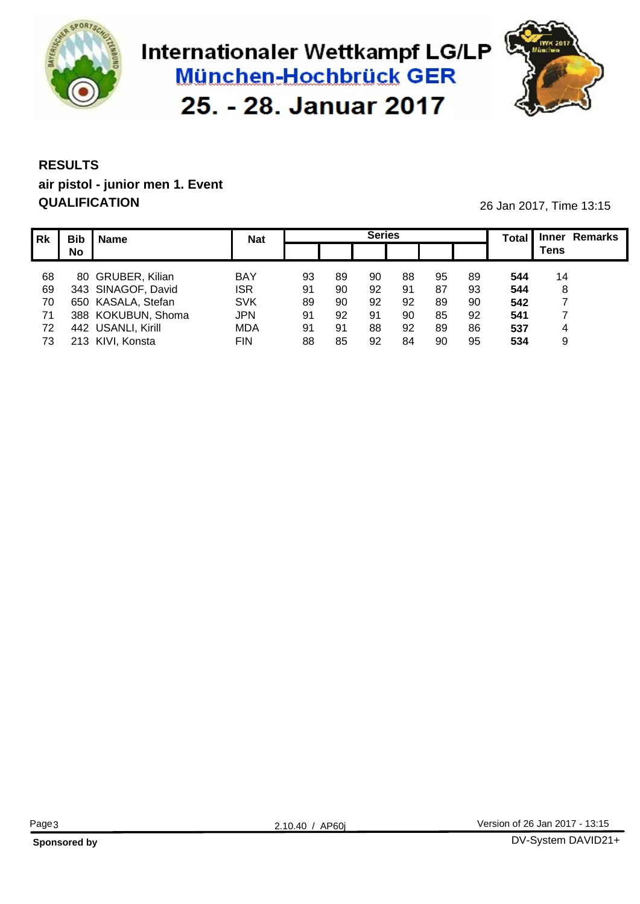# Internationaler Wettkampf LG/LP

## München-Hochbrück GER

## 25. - 28. Januar 2017

**RESULTS**

**air pistol - junior men 1. Event**

**QUALIFICATION**

26 Jan 2017, Time 13:15

| Rk | Bib No | Name | Nat | Series | | | | | | Total | Inner Tens | Remarks |
|---|---|---|---|---|---|---|---|---|---|---|---|---|
| 68 | 80 | GRUBER, Kilian | BAY | 93 | 89 | 90 | 88 | 95 | 89 | **544** | 14 | |
| 69 | 343 | SINAGOF, David | ISR | 91 | 90 | 92 | 91 | 87 | 93 | **544** | 8 | |
| 70 | 650 | KASALA, Stefan | SVK | 89 | 90 | 92 | 92 | 89 | 90 | **542** | 7 | |
| 71 | 388 | KOKUBUN, Shoma | JPN | 91 | 92 | 91 | 90 | 85 | 92 | **541** | 7 | |
| 72 | 442 | USANLI, Kirill | MDA | 91 | 91 | 88 | 92 | 89 | 86 | **537** | 4 | |
| 73 | 213 | KIVI, Konsta | FIN | 88 | 85 | 92 | 84 | 90 | 95 | **534** | 9 | |

2.10.40 / AP60j

Version of 26 Jan 2017 - 13:15

**Sponsored by**

DV-System DAVID21+